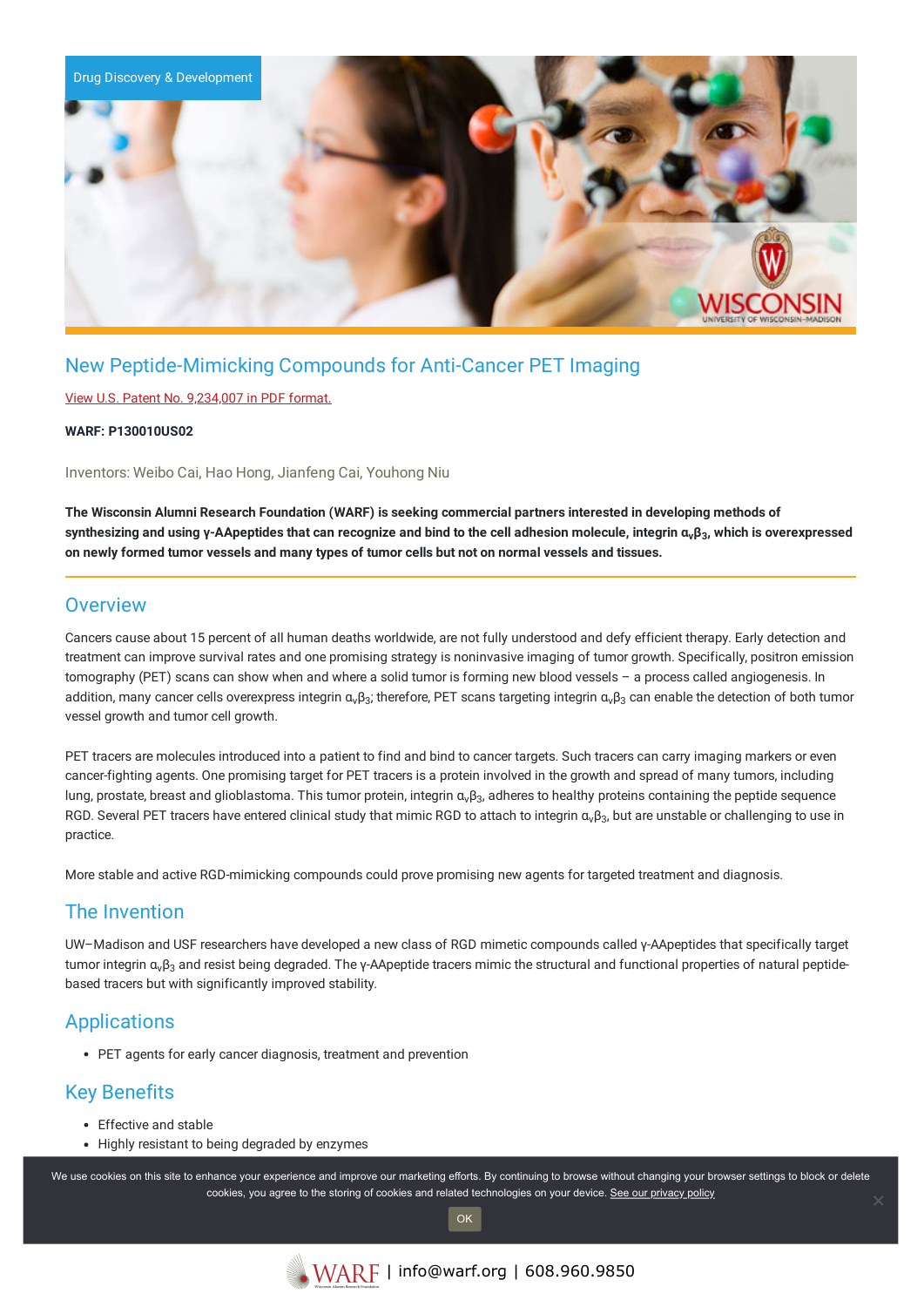Drug Discovery & Development

# New Peptide-Mimicking Compounds for Anti-Cancer PET Imaging

View U.S. Patent No. 9,234,007 in PDF format.

**WARF: P130010US02**

Inventors: Weibo Cai, Hao Hong, Jianfeng Cai, Youhong Niu

**The Wisconsin Alumni Research Foundation (WARF) is seeking commercial partners interested in developing methods of synthesizing and using γ-AApeptides that can recognize and bind to the cell adhesion molecule, integrin $\alpha_v\beta_3$, which is overexpressed on newly formed tumor vessels and many types of tumor cells but not on normal vessels and tissues.**

## Overview

Cancers cause about 15 percent of all human deaths worldwide, are not fully understood and defy efficient therapy. Early detection and treatment can improve survival rates and one promising strategy is noninvasive imaging of tumor growth. Specifically, positron emission tomography (PET) scans can show when and where a solid tumor is forming new blood vessels – a process called angiogenesis. In addition, many cancer cells overexpress integrin $\alpha_v\beta_3$; therefore, PET scans targeting integrin $\alpha_v\beta_3$ can enable the detection of both tumor vessel growth and tumor cell growth.

PET tracers are molecules introduced into a patient to find and bind to cancer targets. Such tracers can carry imaging markers or even cancer-fighting agents. One promising target for PET tracers is a protein involved in the growth and spread of many tumors, including lung, prostate, breast and glioblastoma. This tumor protein, integrin $\alpha_v\beta_3$, adheres to healthy proteins containing the peptide sequence RGD. Several PET tracers have entered clinical study that mimic RGD to attach to integrin $\alpha_v\beta_3$, but are unstable or challenging to use in practice.

More stable and active RGD-mimicking compounds could prove promising new agents for targeted treatment and diagnosis.

## The Invention

UW–Madison and USF researchers have developed a new class of RGD mimetic compounds called γ-AApeptides that specifically target tumor integrin $\alpha_v\beta_3$ and resist being degraded. The γ-AApeptide tracers mimic the structural and functional properties of natural peptide-based tracers but with significantly improved stability.

## Applications

- PET agents for early cancer diagnosis, treatment and prevention

## Key Benefits

- Effective and stable
- Highly resistant to being degraded by enzymes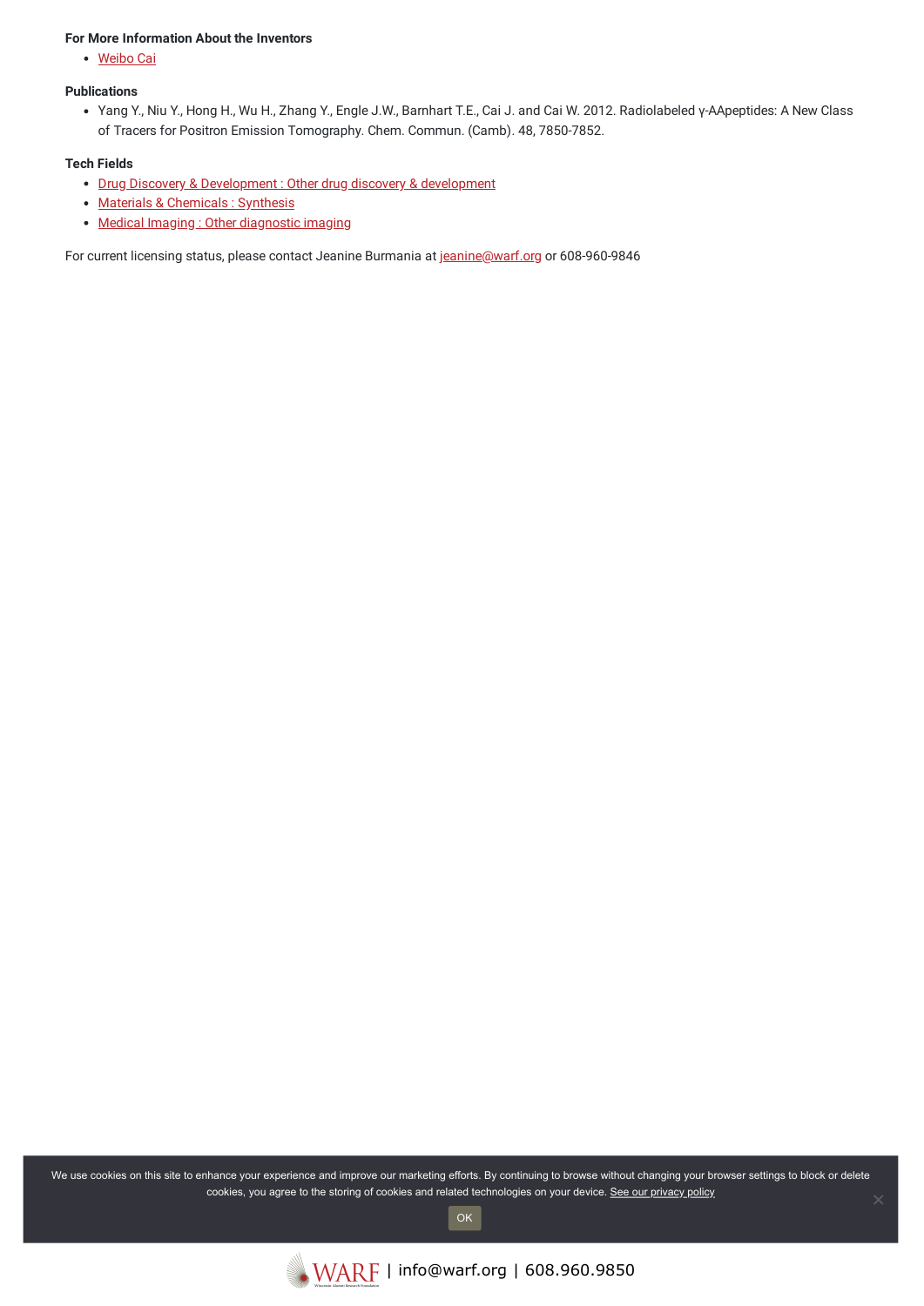**For More Information About the Inventors**

- Weibo Cai

**Publications**

- Yang Y., Niu Y., Hong H., Wu H., Zhang Y., Engle J.W., Barnhart T.E., Cai J. and Cai W. 2012. Radiolabeled γ-AApeptides: A New Class of Tracers for Positron Emission Tomography. Chem. Commun. (Camb). 48, 7850-7852.

**Tech Fields**

- Drug Discovery & Development : Other drug discovery & development
- Materials & Chemicals : Synthesis
- Medical Imaging : Other diagnostic imaging

For current licensing status, please contact Jeanine Burmania at jeanine@warf.org or 608-960-9846

We use cookies on this site to enhance your experience and improve our marketing efforts. By continuing to browse without changing your browser settings to block or delete cookies, you agree to the storing of cookies and related technologies on your device. See our privacy policy

OK

WARF | info@warf.org | 608.960.9850